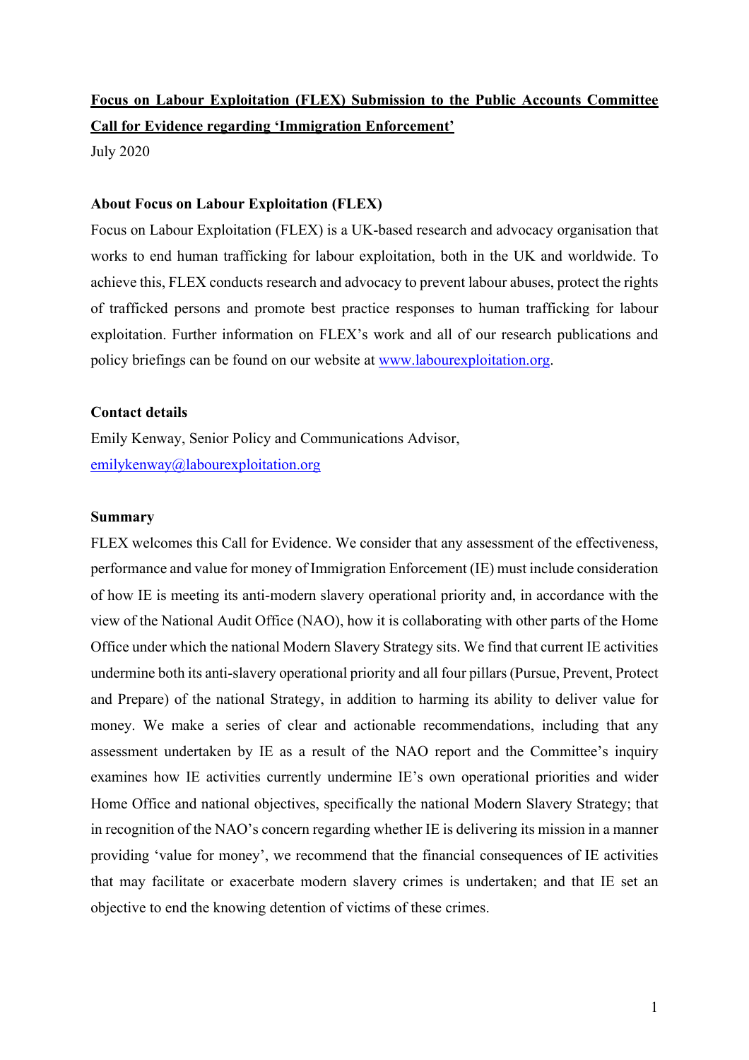# **Focus on Labour Exploitation (FLEX) Submission to the Public Accounts Committee Call for Evidence regarding 'Immigration Enforcement'**

July 2020

### About Focus on Labour Exploitation (FLEX)

Focus on Labour Exploitation (FLEX) is a UK-based research and advocacy organisation that works to end human trafficking for labour exploitation, both in the UK and worldwide. To achieve this, FLEX conducts research and advocacy to prevent labour abuses, protect the rights of trafficked persons and promote best practice responses to human trafficking for labour exploitation. Further information on FLEX's work and all of our research publications and policy briefings can be found on our website at [www.labourexploitation.org](www.labourexploitation.org).

### Contact details

Emily Kenway, Senior Policy and Communications Advisor,
[emilykenway@labourexploitation.org](mailto:emilykenway@labourexploitation.org)

### Summary

FLEX welcomes this Call for Evidence. We consider that any assessment of the effectiveness, performance and value for money of Immigration Enforcement (IE) must include consideration of how IE is meeting its anti-modern slavery operational priority and, in accordance with the view of the National Audit Office (NAO), how it is collaborating with other parts of the Home Office under which the national Modern Slavery Strategy sits. We find that current IE activities undermine both its anti-slavery operational priority and all four pillars (Pursue, Prevent, Protect and Prepare) of the national Strategy, in addition to harming its ability to deliver value for money. We make a series of clear and actionable recommendations, including that any assessment undertaken by IE as a result of the NAO report and the Committee's inquiry examines how IE activities currently undermine IE's own operational priorities and wider Home Office and national objectives, specifically the national Modern Slavery Strategy; that in recognition of the NAO's concern regarding whether IE is delivering its mission in a manner providing 'value for money', we recommend that the financial consequences of IE activities that may facilitate or exacerbate modern slavery crimes is undertaken; and that IE set an objective to end the knowing detention of victims of these crimes.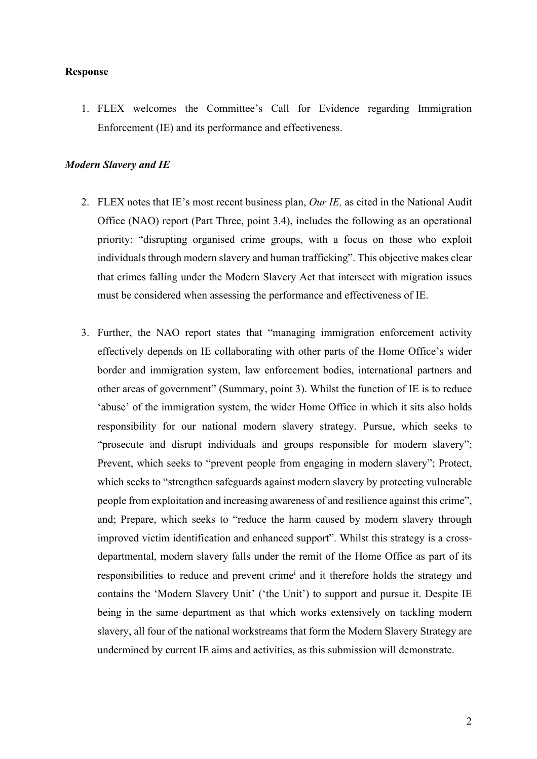**Response**

1. FLEX welcomes the Committee's Call for Evidence regarding Immigration Enforcement (IE) and its performance and effectiveness.

***Modern Slavery and IE***

2. FLEX notes that IE's most recent business plan, *Our IE,* as cited in the National Audit Office (NAO) report (Part Three, point 3.4), includes the following as an operational priority: "disrupting organised crime groups, with a focus on those who exploit individuals through modern slavery and human trafficking". This objective makes clear that crimes falling under the Modern Slavery Act that intersect with migration issues must be considered when assessing the performance and effectiveness of IE.

3. Further, the NAO report states that "managing immigration enforcement activity effectively depends on IE collaborating with other parts of the Home Office's wider border and immigration system, law enforcement bodies, international partners and other areas of government" (Summary, point 3). Whilst the function of IE is to reduce 'abuse' of the immigration system, the wider Home Office in which it sits also holds responsibility for our national modern slavery strategy. Pursue, which seeks to "prosecute and disrupt individuals and groups responsible for modern slavery"; Prevent, which seeks to "prevent people from engaging in modern slavery"; Protect, which seeks to "strengthen safeguards against modern slavery by protecting vulnerable people from exploitation and increasing awareness of and resilience against this crime", and; Prepare, which seeks to "reduce the harm caused by modern slavery through improved victim identification and enhanced support". Whilst this strategy is a cross-departmental, modern slavery falls under the remit of the Home Office as part of its responsibilities to reduce and prevent crime[i] and it therefore holds the strategy and contains the 'Modern Slavery Unit' ('the Unit') to support and pursue it. Despite IE being in the same department as that which works extensively on tackling modern slavery, all four of the national workstreams that form the Modern Slavery Strategy are undermined by current IE aims and activities, as this submission will demonstrate.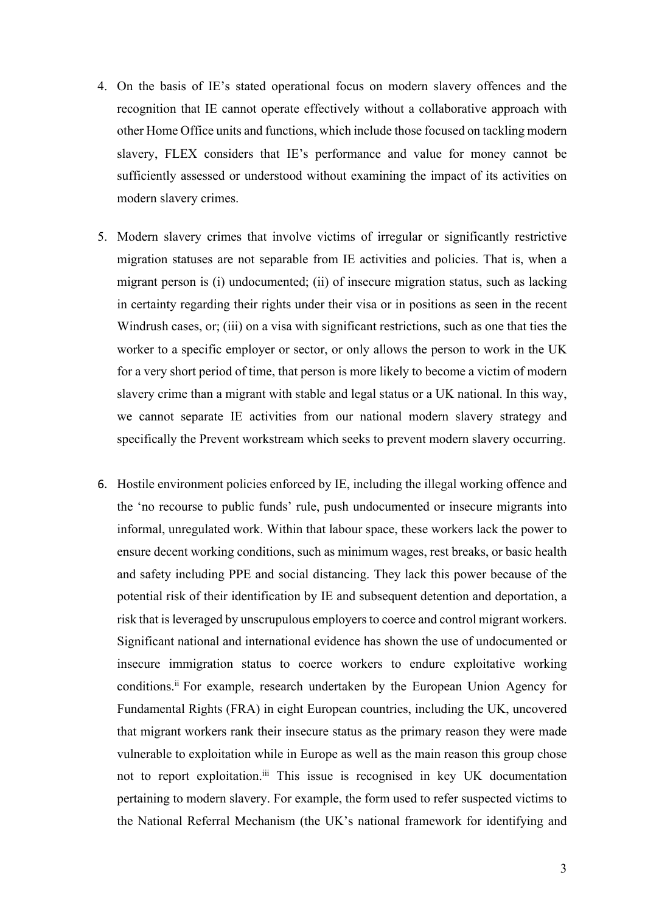4. On the basis of IE's stated operational focus on modern slavery offences and the recognition that IE cannot operate effectively without a collaborative approach with other Home Office units and functions, which include those focused on tackling modern slavery, FLEX considers that IE's performance and value for money cannot be sufficiently assessed or understood without examining the impact of its activities on modern slavery crimes.

5. Modern slavery crimes that involve victims of irregular or significantly restrictive migration statuses are not separable from IE activities and policies. That is, when a migrant person is (i) undocumented; (ii) of insecure migration status, such as lacking in certainty regarding their rights under their visa or in positions as seen in the recent Windrush cases, or; (iii) on a visa with significant restrictions, such as one that ties the worker to a specific employer or sector, or only allows the person to work in the UK for a very short period of time, that person is more likely to become a victim of modern slavery crime than a migrant with stable and legal status or a UK national. In this way, we cannot separate IE activities from our national modern slavery strategy and specifically the Prevent workstream which seeks to prevent modern slavery occurring.

6. Hostile environment policies enforced by IE, including the illegal working offence and the 'no recourse to public funds' rule, push undocumented or insecure migrants into informal, unregulated work. Within that labour space, these workers lack the power to ensure decent working conditions, such as minimum wages, rest breaks, or basic health and safety including PPE and social distancing. They lack this power because of the potential risk of their identification by IE and subsequent detention and deportation, a risk that is leveraged by unscrupulous employers to coerce and control migrant workers. Significant national and international evidence has shown the use of undocumented or insecure immigration status to coerce workers to endure exploitative working conditions.[ii] For example, research undertaken by the European Union Agency for Fundamental Rights (FRA) in eight European countries, including the UK, uncovered that migrant workers rank their insecure status as the primary reason they were made vulnerable to exploitation while in Europe as well as the main reason this group chose not to report exploitation.[iii] This issue is recognised in key UK documentation pertaining to modern slavery. For example, the form used to refer suspected victims to the National Referral Mechanism (the UK's national framework for identifying and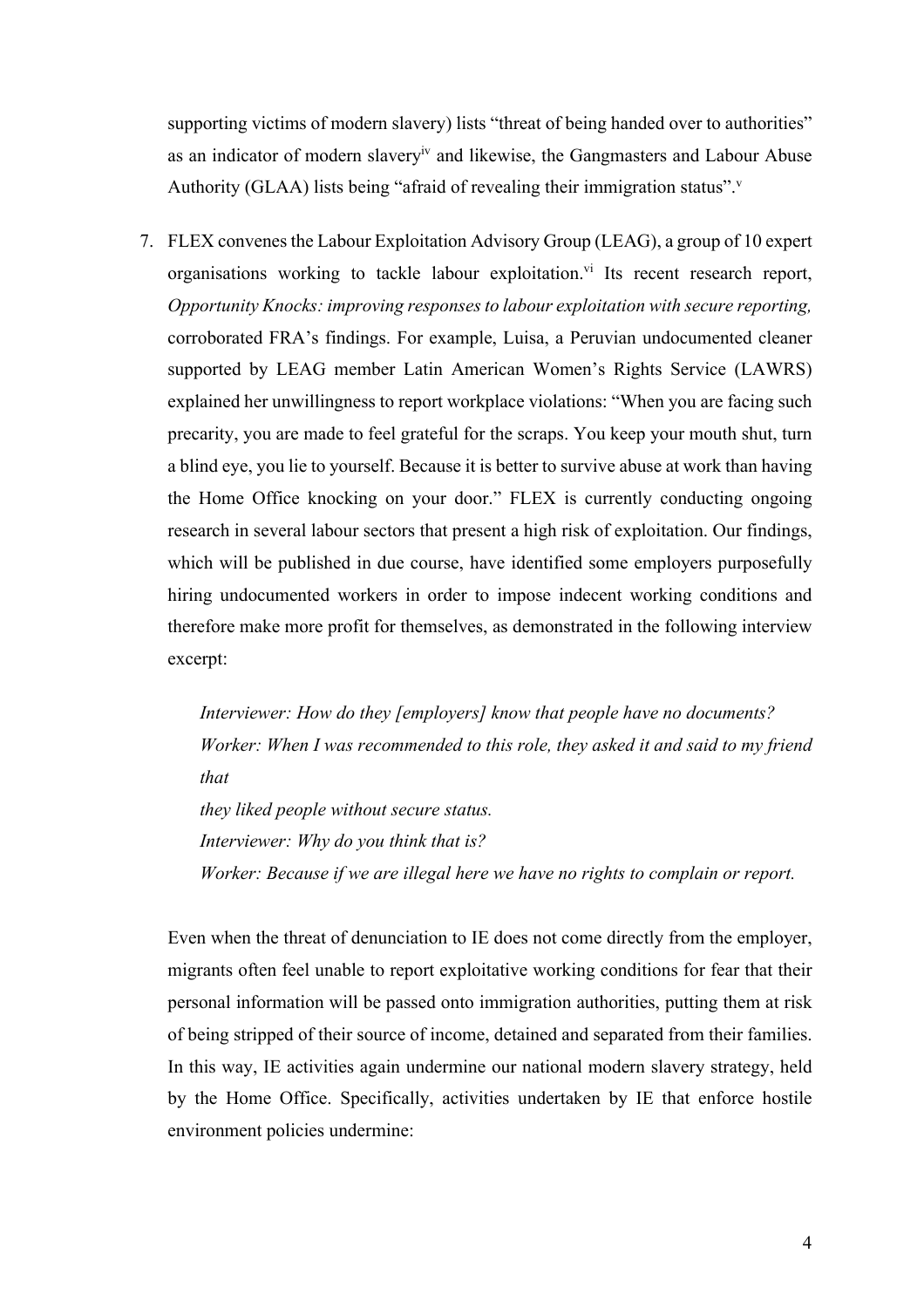supporting victims of modern slavery) lists "threat of being handed over to authorities" as an indicator of modern slavery[iv] and likewise, the Gangmasters and Labour Abuse Authority (GLAA) lists being "afraid of revealing their immigration status".[v]

7. FLEX convenes the Labour Exploitation Advisory Group (LEAG), a group of 10 expert organisations working to tackle labour exploitation.[vi] Its recent research report, *Opportunity Knocks: improving responses to labour exploitation with secure reporting,* corroborated FRA's findings. For example, Luisa, a Peruvian undocumented cleaner supported by LEAG member Latin American Women's Rights Service (LAWRS) explained her unwillingness to report workplace violations: "When you are facing such precarity, you are made to feel grateful for the scraps. You keep your mouth shut, turn a blind eye, you lie to yourself. Because it is better to survive abuse at work than having the Home Office knocking on your door." FLEX is currently conducting ongoing research in several labour sectors that present a high risk of exploitation. Our findings, which will be published in due course, have identified some employers purposefully hiring undocumented workers in order to impose indecent working conditions and therefore make more profit for themselves, as demonstrated in the following interview excerpt:

   *Interviewer: How do they [employers] know that people have no documents?*
   *Worker: When I was recommended to this role, they asked it and said to my friend that*
   *they liked people without secure status.*
   *Interviewer: Why do you think that is?*
   *Worker: Because if we are illegal here we have no rights to complain or report.*

   Even when the threat of denunciation to IE does not come directly from the employer, migrants often feel unable to report exploitative working conditions for fear that their personal information will be passed onto immigration authorities, putting them at risk of being stripped of their source of income, detained and separated from their families. In this way, IE activities again undermine our national modern slavery strategy, held by the Home Office. Specifically, activities undertaken by IE that enforce hostile environment policies undermine: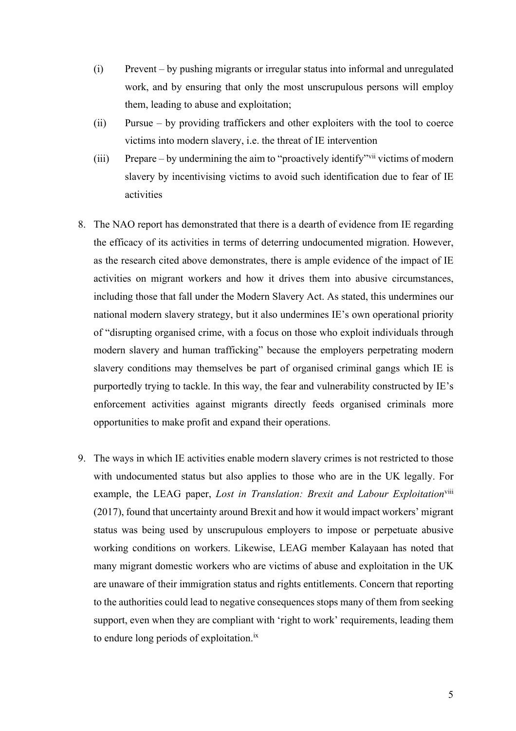(i) Prevent – by pushing migrants or irregular status into informal and unregulated work, and by ensuring that only the most unscrupulous persons will employ them, leading to abuse and exploitation;

(ii) Pursue – by providing traffickers and other exploiters with the tool to coerce victims into modern slavery, i.e. the threat of IE intervention

(iii) Prepare – by undermining the aim to "proactively identify"[vii] victims of modern slavery by incentivising victims to avoid such identification due to fear of IE activities

8. The NAO report has demonstrated that there is a dearth of evidence from IE regarding the efficacy of its activities in terms of deterring undocumented migration. However, as the research cited above demonstrates, there is ample evidence of the impact of IE activities on migrant workers and how it drives them into abusive circumstances, including those that fall under the Modern Slavery Act. As stated, this undermines our national modern slavery strategy, but it also undermines IE's own operational priority of "disrupting organised crime, with a focus on those who exploit individuals through modern slavery and human trafficking" because the employers perpetrating modern slavery conditions may themselves be part of organised criminal gangs which IE is purportedly trying to tackle. In this way, the fear and vulnerability constructed by IE's enforcement activities against migrants directly feeds organised criminals more opportunities to make profit and expand their operations.

9. The ways in which IE activities enable modern slavery crimes is not restricted to those with undocumented status but also applies to those who are in the UK legally. For example, the LEAG paper, *Lost in Translation: Brexit and Labour Exploitation*[viii] (2017), found that uncertainty around Brexit and how it would impact workers' migrant status was being used by unscrupulous employers to impose or perpetuate abusive working conditions on workers. Likewise, LEAG member Kalayaan has noted that many migrant domestic workers who are victims of abuse and exploitation in the UK are unaware of their immigration status and rights entitlements. Concern that reporting to the authorities could lead to negative consequences stops many of them from seeking support, even when they are compliant with 'right to work' requirements, leading them to endure long periods of exploitation.[ix]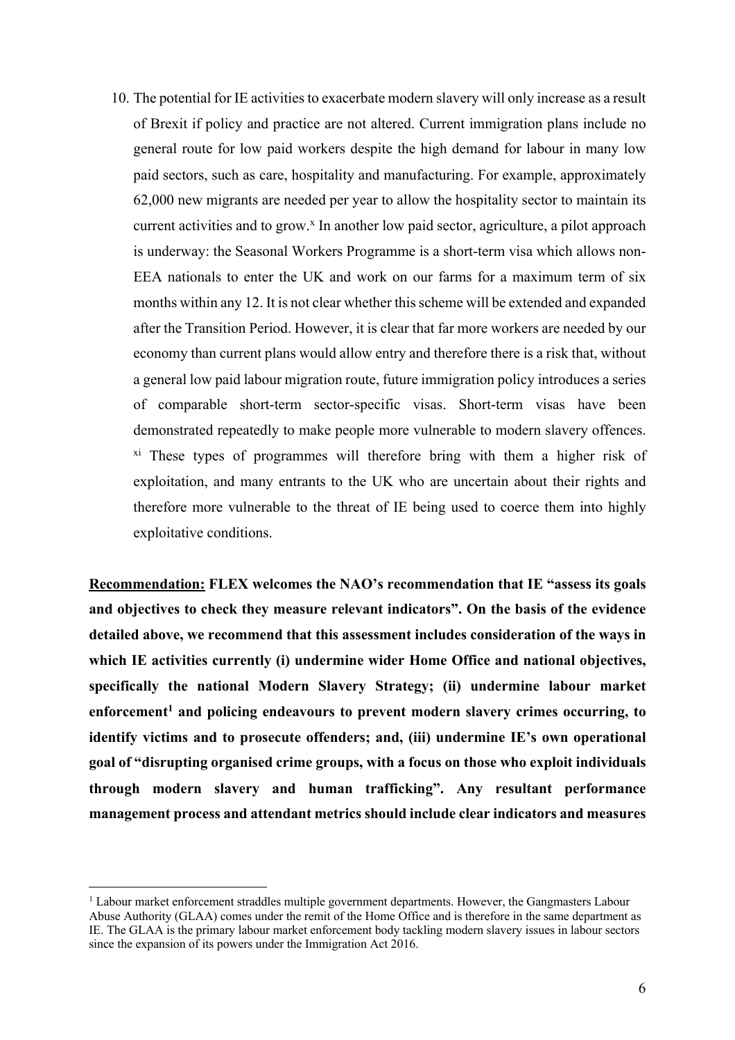10. The potential for IE activities to exacerbate modern slavery will only increase as a result of Brexit if policy and practice are not altered. Current immigration plans include no general route for low paid workers despite the high demand for labour in many low paid sectors, such as care, hospitality and manufacturing. For example, approximately 62,000 new migrants are needed per year to allow the hospitality sector to maintain its current activities and to grow.[x] In another low paid sector, agriculture, a pilot approach is underway: the Seasonal Workers Programme is a short-term visa which allows non-EEA nationals to enter the UK and work on our farms for a maximum term of six months within any 12. It is not clear whether this scheme will be extended and expanded after the Transition Period. However, it is clear that far more workers are needed by our economy than current plans would allow entry and therefore there is a risk that, without a general low paid labour migration route, future immigration policy introduces a series of comparable short-term sector-specific visas. Short-term visas have been demonstrated repeatedly to make people more vulnerable to modern slavery offences. [xi] These types of programmes will therefore bring with them a higher risk of exploitation, and many entrants to the UK who are uncertain about their rights and therefore more vulnerable to the threat of IE being used to coerce them into highly exploitative conditions.

**<u>Recommendation:</u> FLEX welcomes the NAO's recommendation that IE "assess its goals and objectives to check they measure relevant indicators". On the basis of the evidence detailed above, we recommend that this assessment includes consideration of the ways in which IE activities currently (i) undermine wider Home Office and national objectives, specifically the national Modern Slavery Strategy; (ii) undermine labour market enforcement[1] and policing endeavours to prevent modern slavery crimes occurring, to identify victims and to prosecute offenders; and, (iii) undermine IE's own operational goal of "disrupting organised crime groups, with a focus on those who exploit individuals through modern slavery and human trafficking". Any resultant performance management process and attendant metrics should include clear indicators and measures**

[1] Labour market enforcement straddles multiple government departments. However, the Gangmasters Labour Abuse Authority (GLAA) comes under the remit of the Home Office and is therefore in the same department as IE. The GLAA is the primary labour market enforcement body tackling modern slavery issues in labour sectors since the expansion of its powers under the Immigration Act 2016.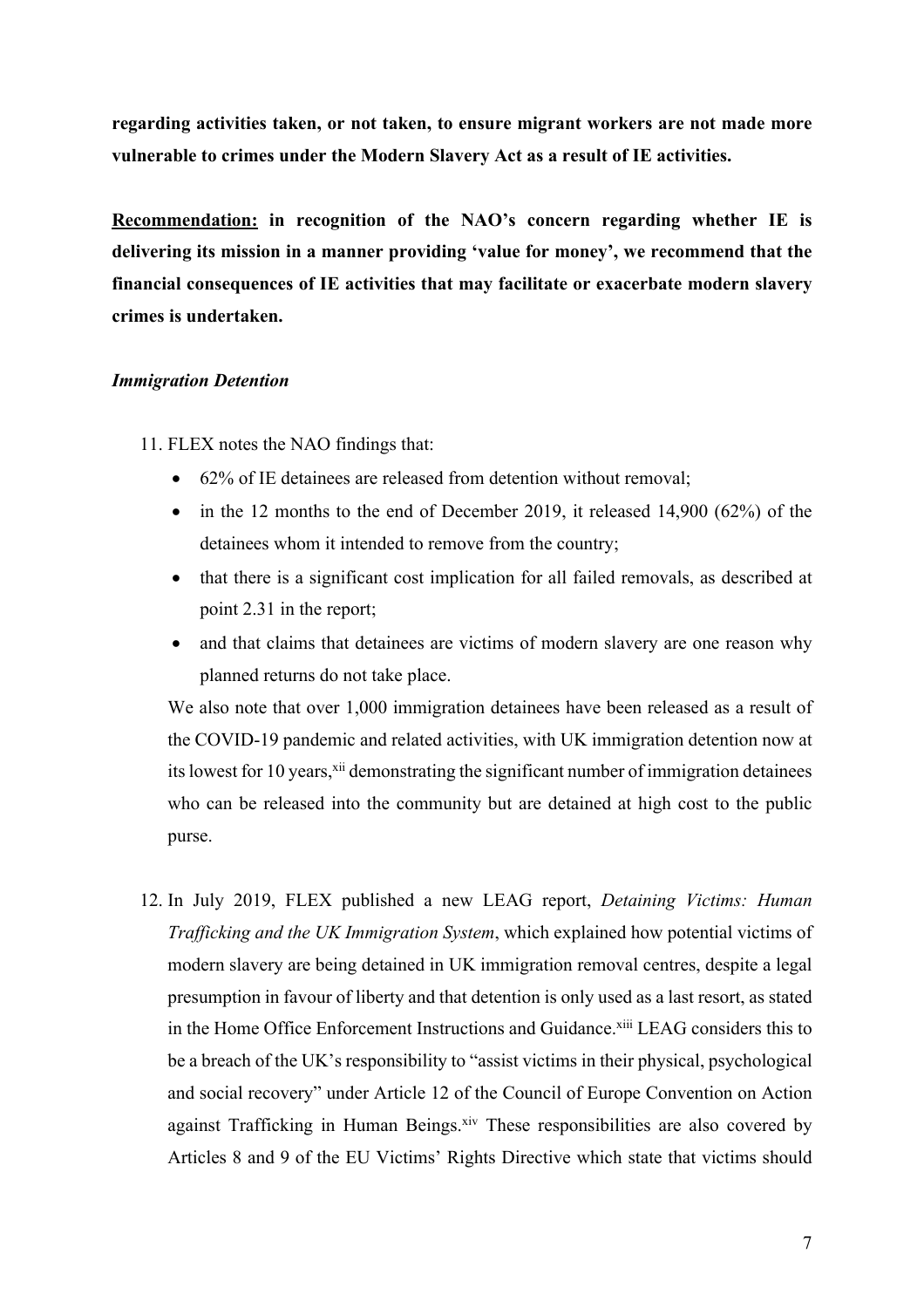**regarding activities taken, or not taken, to ensure migrant workers are not made more vulnerable to crimes under the Modern Slavery Act as a result of IE activities.**

**<u>Recommendation:</u> in recognition of the NAO's concern regarding whether IE is delivering its mission in a manner providing 'value for money', we recommend that the financial consequences of IE activities that may facilitate or exacerbate modern slavery crimes is undertaken.**

***Immigration Detention***

11. FLEX notes the NAO findings that:
    - 62% of IE detainees are released from detention without removal;
    - in the 12 months to the end of December 2019, it released 14,900 (62%) of the detainees whom it intended to remove from the country;
    - that there is a significant cost implication for all failed removals, as described at point 2.31 in the report;
    - and that claims that detainees are victims of modern slavery are one reason why planned returns do not take place.

    We also note that over 1,000 immigration detainees have been released as a result of the COVID-19 pandemic and related activities, with UK immigration detention now at its lowest for 10 years,[xii] demonstrating the significant number of immigration detainees who can be released into the community but are detained at high cost to the public purse.

12. In July 2019, FLEX published a new LEAG report, *Detaining Victims: Human Trafficking and the UK Immigration System*, which explained how potential victims of modern slavery are being detained in UK immigration removal centres, despite a legal presumption in favour of liberty and that detention is only used as a last resort, as stated in the Home Office Enforcement Instructions and Guidance.[xiii] LEAG considers this to be a breach of the UK's responsibility to "assist victims in their physical, psychological and social recovery" under Article 12 of the Council of Europe Convention on Action against Trafficking in Human Beings.[xiv] These responsibilities are also covered by Articles 8 and 9 of the EU Victims' Rights Directive which state that victims should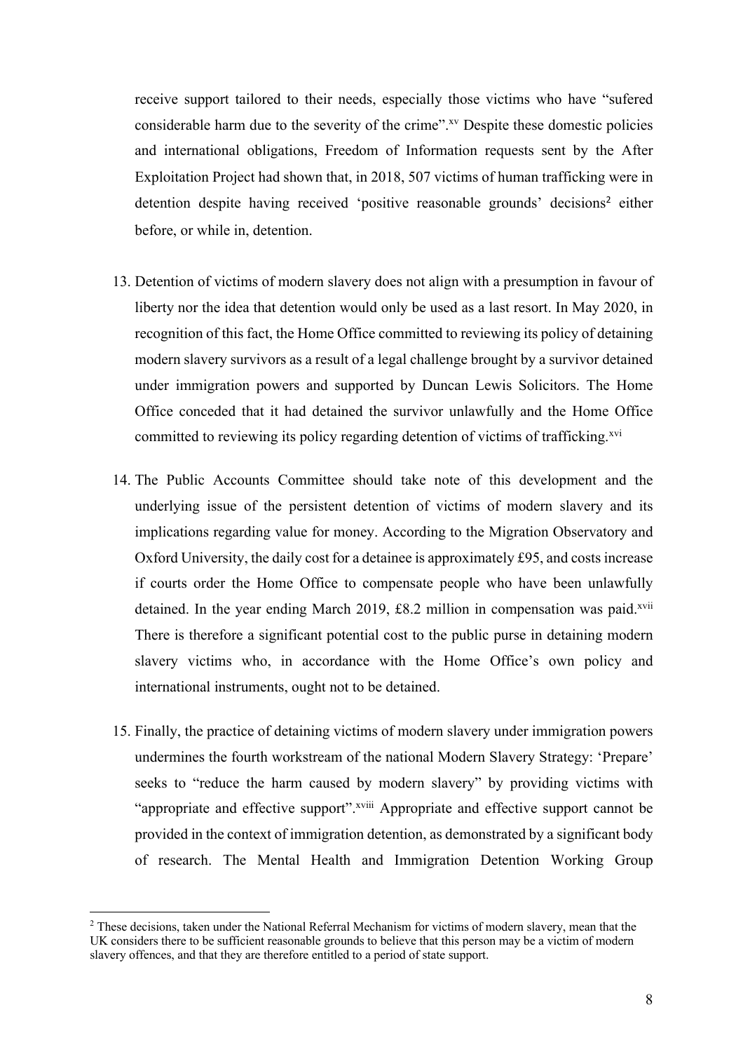receive support tailored to their needs, especially those victims who have "sufered considerable harm due to the severity of the crime".[xv] Despite these domestic policies and international obligations, Freedom of Information requests sent by the After Exploitation Project had shown that, in 2018, 507 victims of human trafficking were in detention despite having received 'positive reasonable grounds' decisions[2] either before, or while in, detention.

13. Detention of victims of modern slavery does not align with a presumption in favour of liberty nor the idea that detention would only be used as a last resort. In May 2020, in recognition of this fact, the Home Office committed to reviewing its policy of detaining modern slavery survivors as a result of a legal challenge brought by a survivor detained under immigration powers and supported by Duncan Lewis Solicitors. The Home Office conceded that it had detained the survivor unlawfully and the Home Office committed to reviewing its policy regarding detention of victims of trafficking.[xvi]

14. The Public Accounts Committee should take note of this development and the underlying issue of the persistent detention of victims of modern slavery and its implications regarding value for money. According to the Migration Observatory and Oxford University, the daily cost for a detainee is approximately £95, and costs increase if courts order the Home Office to compensate people who have been unlawfully detained. In the year ending March 2019, £8.2 million in compensation was paid.[xvii] There is therefore a significant potential cost to the public purse in detaining modern slavery victims who, in accordance with the Home Office's own policy and international instruments, ought not to be detained.

15. Finally, the practice of detaining victims of modern slavery under immigration powers undermines the fourth workstream of the national Modern Slavery Strategy: 'Prepare' seeks to "reduce the harm caused by modern slavery" by providing victims with "appropriate and effective support".[xviii] Appropriate and effective support cannot be provided in the context of immigration detention, as demonstrated by a significant body of research. The Mental Health and Immigration Detention Working Group

---

[2] These decisions, taken under the National Referral Mechanism for victims of modern slavery, mean that the UK considers there to be sufficient reasonable grounds to believe that this person may be a victim of modern slavery offences, and that they are therefore entitled to a period of state support.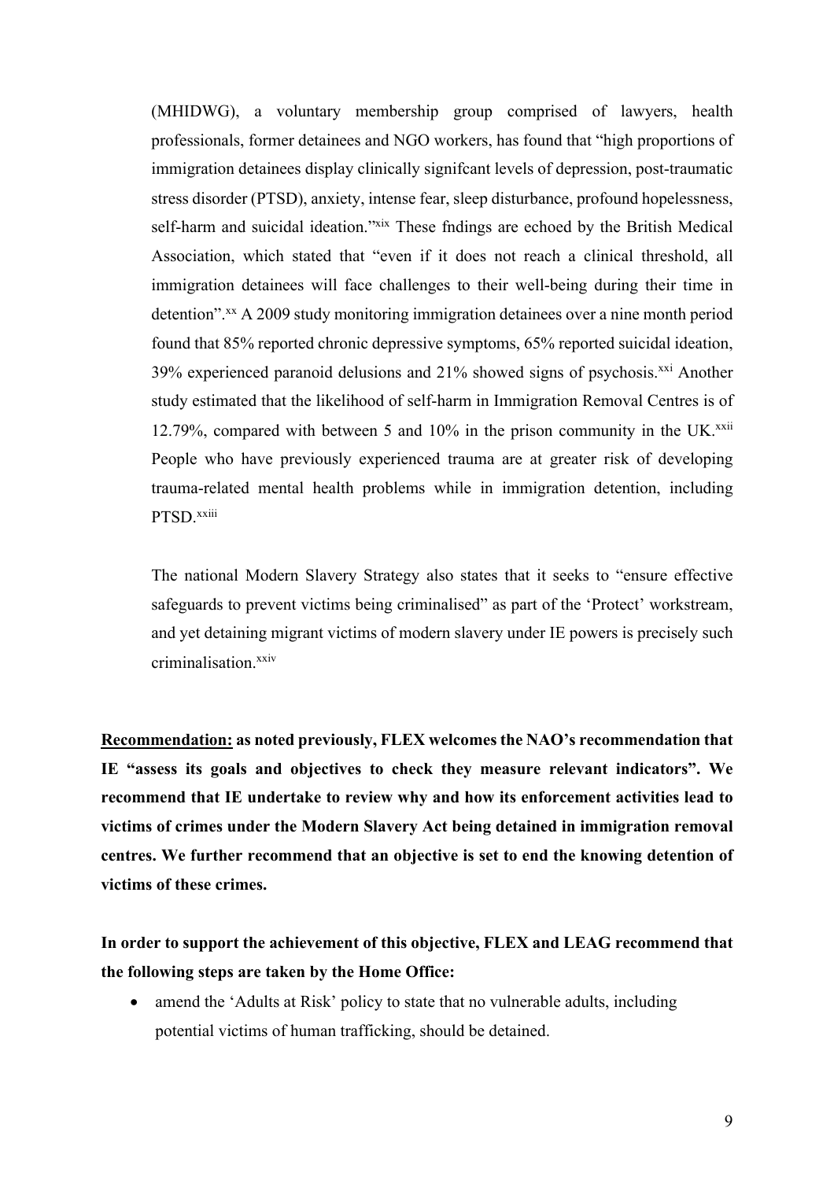(MHIDWG), a voluntary membership group comprised of lawyers, health professionals, former detainees and NGO workers, has found that "high proportions of immigration detainees display clinically signifcant levels of depression, post-traumatic stress disorder (PTSD), anxiety, intense fear, sleep disturbance, profound hopelessness, self-harm and suicidal ideation."[xix] These fndings are echoed by the British Medical Association, which stated that "even if it does not reach a clinical threshold, all immigration detainees will face challenges to their well-being during their time in detention".[xx] A 2009 study monitoring immigration detainees over a nine month period found that 85% reported chronic depressive symptoms, 65% reported suicidal ideation, 39% experienced paranoid delusions and 21% showed signs of psychosis.[xxi] Another study estimated that the likelihood of self-harm in Immigration Removal Centres is of 12.79%, compared with between 5 and 10% in the prison community in the UK.[xxii] People who have previously experienced trauma are at greater risk of developing trauma-related mental health problems while in immigration detention, including PTSD.[xxiii]

The national Modern Slavery Strategy also states that it seeks to "ensure effective safeguards to prevent victims being criminalised" as part of the 'Protect' workstream, and yet detaining migrant victims of modern slavery under IE powers is precisely such criminalisation.[xxiv]

**Recommendation: as noted previously, FLEX welcomes the NAO's recommendation that IE "assess its goals and objectives to check they measure relevant indicators". We recommend that IE undertake to review why and how its enforcement activities lead to victims of crimes under the Modern Slavery Act being detained in immigration removal centres. We further recommend that an objective is set to end the knowing detention of victims of these crimes.**

**In order to support the achievement of this objective, FLEX and LEAG recommend that the following steps are taken by the Home Office:**

- amend the 'Adults at Risk' policy to state that no vulnerable adults, including potential victims of human trafficking, should be detained.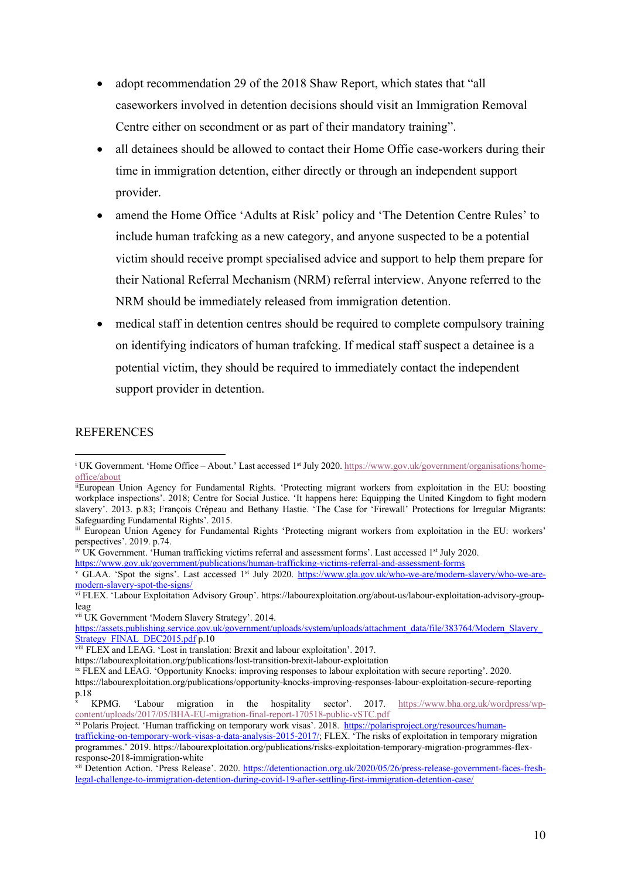- adopt recommendation 29 of the 2018 Shaw Report, which states that "all caseworkers involved in detention decisions should visit an Immigration Removal Centre either on secondment or as part of their mandatory training".
- all detainees should be allowed to contact their Home Offie case-workers during their time in immigration detention, either directly or through an independent support provider.
- amend the Home Office 'Adults at Risk' policy and 'The Detention Centre Rules' to include human trafcking as a new category, and anyone suspected to be a potential victim should receive prompt specialised advice and support to help them prepare for their National Referral Mechanism (NRM) referral interview. Anyone referred to the NRM should be immediately released from immigration detention.
- medical staff in detention centres should be required to complete compulsory training on identifying indicators of human trafcking. If medical staff suspect a detainee is a potential victim, they should be required to immediately contact the independent support provider in detention.

REFERENCES

[i] UK Government. 'Home Office – About.' Last accessed 1st July 2020. https://www.gov.uk/government/organisations/home-office/about

[ii] European Union Agency for Fundamental Rights. 'Protecting migrant workers from exploitation in the EU: boosting workplace inspections'. 2018; Centre for Social Justice. 'It happens here: Equipping the United Kingdom to fight modern slavery'. 2013. p.83; François Crépeau and Bethany Hastie. 'The Case for 'Firewall' Protections for Irregular Migrants: Safeguarding Fundamental Rights'. 2015.

[iii] European Union Agency for Fundamental Rights 'Protecting migrant workers from exploitation in the EU: workers' perspectives'. 2019. p.74.

[iv] UK Government. 'Human trafficking victims referral and assessment forms'. Last accessed 1st July 2020. https://www.gov.uk/government/publications/human-trafficking-victims-referral-and-assessment-forms

[v] GLAA. 'Spot the signs'. Last accessed 1st July 2020. https://www.gla.gov.uk/who-we-are/modern-slavery/who-we-are-modern-slavery-spot-the-signs/

[vi] FLEX. 'Labour Exploitation Advisory Group'. https://labourexploitation.org/about-us/labour-exploitation-advisory-group-leag

[vii] UK Government 'Modern Slavery Strategy'. 2014. https://assets.publishing.service.gov.uk/government/uploads/system/uploads/attachment_data/file/383764/Modern_Slavery_Strategy_FINAL_DEC2015.pdf p.10

[viii] FLEX and LEAG. 'Lost in translation: Brexit and labour exploitation'. 2017. https://labourexploitation.org/publications/lost-transition-brexit-labour-exploitation

[ix] FLEX and LEAG. 'Opportunity Knocks: improving responses to labour exploitation with secure reporting'. 2020. https://labourexploitation.org/publications/opportunity-knocks-improving-responses-labour-exploitation-secure-reporting p.18

[x] KPMG. 'Labour migration in the hospitality sector'. 2017. https://www.bha.org.uk/wordpress/wp-content/uploads/2017/05/BHA-EU-migration-final-report-170518-public-vSTC.pdf

[xi] Polaris Project. 'Human trafficking on temporary work visas'. 2018. https://polarisproject.org/resources/human-trafficking-on-temporary-work-visas-a-data-analysis-2015-2017/; FLEX. 'The risks of exploitation in temporary migration programmes.' 2019. https://labourexploitation.org/publications/risks-exploitation-temporary-migration-programmes-flex-response-2018-immigration-white

[xii] Detention Action. 'Press Release'. 2020. https://detentionaction.org.uk/2020/05/26/press-release-government-faces-fresh-legal-challenge-to-immigration-detention-during-covid-19-after-settling-first-immigration-detention-case/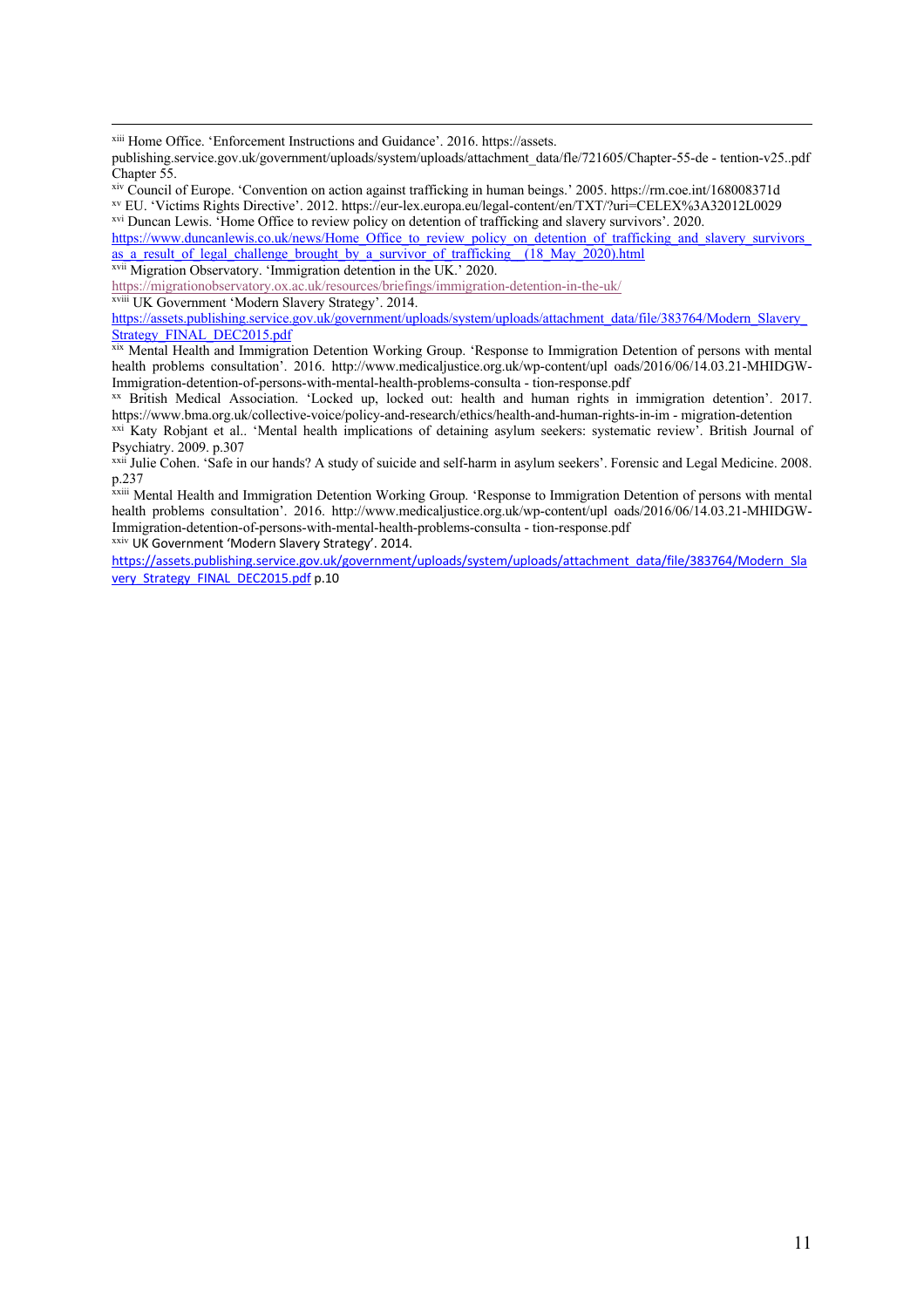[xiii] Home Office. 'Enforcement Instructions and Guidance'. 2016. https://assets.publishing.service.gov.uk/government/uploads/system/uploads/attachment_data/fle/721605/Chapter-55-de - tention-v25..pdf Chapter 55.

[xiv] Council of Europe. 'Convention on action against trafficking in human beings.' 2005. https://rm.coe.int/168008371d

[xv] EU. 'Victims Rights Directive'. 2012. https://eur-lex.europa.eu/legal-content/en/TXT/?uri=CELEX%3A32012L0029

[xvi] Duncan Lewis. 'Home Office to review policy on detention of trafficking and slavery survivors'. 2020. https://www.duncanlewis.co.uk/news/Home_Office_to_review_policy_on_detention_of_trafficking_and_slavery_survivors_as_a_result_of_legal_challenge_brought_by_a_survivor_of_trafficking__(18_May_2020).html

[xvii] Migration Observatory. 'Immigration detention in the UK.' 2020. https://migrationobservatory.ox.ac.uk/resources/briefings/immigration-detention-in-the-uk/

[xviii] UK Government 'Modern Slavery Strategy'. 2014. https://assets.publishing.service.gov.uk/government/uploads/system/uploads/attachment_data/file/383764/Modern_Slavery_Strategy_FINAL_DEC2015.pdf

[xix] Mental Health and Immigration Detention Working Group. 'Response to Immigration Detention of persons with mental health problems consultation'. 2016. http://www.medicaljustice.org.uk/wp-content/upl oads/2016/06/14.03.21-MHIDGW-Immigration-detention-of-persons-with-mental-health-problems-consulta - tion-response.pdf

[xx] British Medical Association. 'Locked up, locked out: health and human rights in immigration detention'. 2017. https://www.bma.org.uk/collective-voice/policy-and-research/ethics/health-and-human-rights-in-im - migration-detention

[xxi] Katy Robjant et al.. 'Mental health implications of detaining asylum seekers: systematic review'. British Journal of Psychiatry. 2009. p.307

[xxii] Julie Cohen. 'Safe in our hands? A study of suicide and self-harm in asylum seekers'. Forensic and Legal Medicine. 2008. p.237

[xxiii] Mental Health and Immigration Detention Working Group. 'Response to Immigration Detention of persons with mental health problems consultation'. 2016. http://www.medicaljustice.org.uk/wp-content/upl oads/2016/06/14.03.21-MHIDGW-Immigration-detention-of-persons-with-mental-health-problems-consulta - tion-response.pdf

[xxiv] UK Government 'Modern Slavery Strategy'. 2014. https://assets.publishing.service.gov.uk/government/uploads/system/uploads/attachment_data/file/383764/Modern_Slavery_Strategy_FINAL_DEC2015.pdf p.10